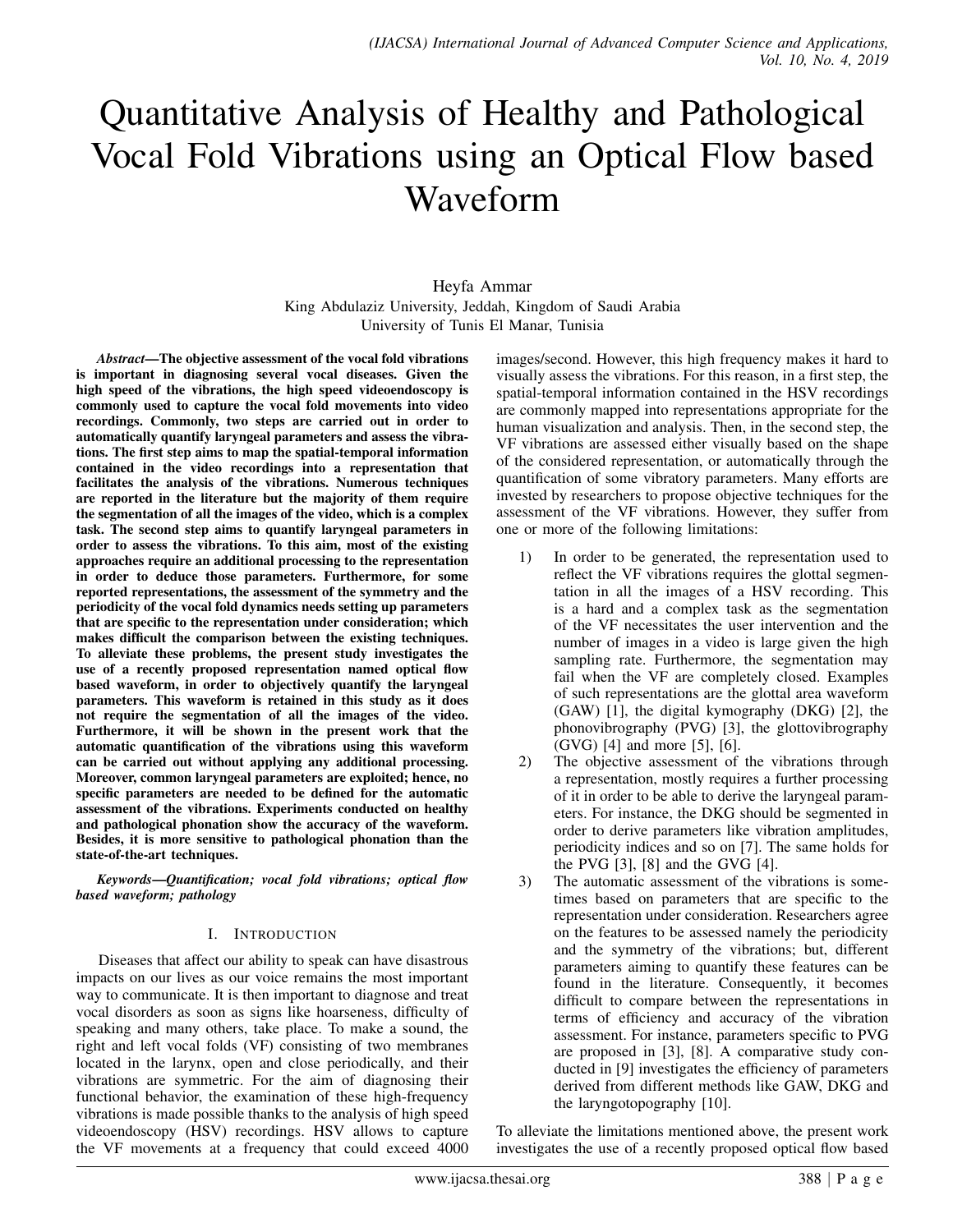# Quantitative Analysis of Healthy and Pathological Vocal Fold Vibrations using an Optical Flow based Waveform

Heyfa Ammar
King Abdulaziz University, Jeddah, Kingdom of Saudi Arabia
University of Tunis El Manar, Tunisia

***Abstract*—The objective assessment of the vocal fold vibrations is important in diagnosing several vocal diseases. Given the high speed of the vibrations, the high speed videoendoscopy is commonly used to capture the vocal fold movements into video recordings. Commonly, two steps are carried out in order to automatically quantify laryngeal parameters and assess the vibrations. The first step aims to map the spatial-temporal information contained in the video recordings into a representation that facilitates the analysis of the vibrations. Numerous techniques are reported in the literature but the majority of them require the segmentation of all the images of the video, which is a complex task. The second step aims to quantify laryngeal parameters in order to assess the vibrations. To this aim, most of the existing approaches require an additional processing to the representation in order to deduce those parameters. Furthermore, for some reported representations, the assessment of the symmetry and the periodicity of the vocal fold dynamics needs setting up parameters that are specific to the representation under consideration; which makes difficult the comparison between the existing techniques. To alleviate these problems, the present study investigates the use of a recently proposed representation named optical flow based waveform, in order to objectively quantify the laryngeal parameters. This waveform is retained in this study as it does not require the segmentation of all the images of the video. Furthermore, it will be shown in the present work that the automatic quantification of the vibrations using this waveform can be carried out without applying any additional processing. Moreover, common laryngeal parameters are exploited; hence, no specific parameters are needed to be defined for the automatic assessment of the vibrations. Experiments conducted on healthy and pathological phonation show the accuracy of the waveform. Besides, it is more sensitive to pathological phonation than the state-of-the-art techniques.**

***Keywords*—*Quantification; vocal fold vibrations; optical flow based waveform; pathology***

## I. Introduction

Diseases that affect our ability to speak can have disastrous impacts on our lives as our voice remains the most important way to communicate. It is then important to diagnose and treat vocal disorders as soon as signs like hoarseness, difficulty of speaking and many others, take place. To make a sound, the right and left vocal folds (VF) consisting of two membranes located in the larynx, open and close periodically, and their vibrations are symmetric. For the aim of diagnosing their functional behavior, the examination of these high-frequency vibrations is made possible thanks to the analysis of high speed videoendoscopy (HSV) recordings. HSV allows to capture the VF movements at a frequency that could exceed 4000 images/second. However, this high frequency makes it hard to visually assess the vibrations. For this reason, in a first step, the spatial-temporal information contained in the HSV recordings are commonly mapped into representations appropriate for the human visualization and analysis. Then, in the second step, the VF vibrations are assessed either visually based on the shape of the considered representation, or automatically through the quantification of some vibratory parameters. Many efforts are invested by researchers to propose objective techniques for the assessment of the VF vibrations. However, they suffer from one or more of the following limitations:

1) In order to be generated, the representation used to reflect the VF vibrations requires the glottal segmentation in all the images of a HSV recording. This is a hard and a complex task as the segmentation of the VF necessitates the user intervention and the number of images in a video is large given the high sampling rate. Furthermore, the segmentation may fail when the VF are completely closed. Examples of such representations are the glottal area waveform (GAW) [1], the digital kymography (DKG) [2], the phonovibrography (PVG) [3], the glottovibrography (GVG) [4] and more [5], [6].
2) The objective assessment of the vibrations through a representation, mostly requires a further processing of it in order to be able to derive the laryngeal parameters. For instance, the DKG should be segmented in order to derive parameters like vibration amplitudes, periodicity indices and so on [7]. The same holds for the PVG [3], [8] and the GVG [4].
3) The automatic assessment of the vibrations is sometimes based on parameters that are specific to the representation under consideration. Researchers agree on the features to be assessed namely the periodicity and the symmetry of the vibrations; but, different parameters aiming to quantify these features can be found in the literature. Consequently, it becomes difficult to compare between the representations in terms of efficiency and accuracy of the vibration assessment. For instance, parameters specific to PVG are proposed in [3], [8]. A comparative study conducted in [9] investigates the efficiency of parameters derived from different methods like GAW, DKG and the laryngotopography [10].

To alleviate the limitations mentioned above, the present work investigates the use of a recently proposed optical flow based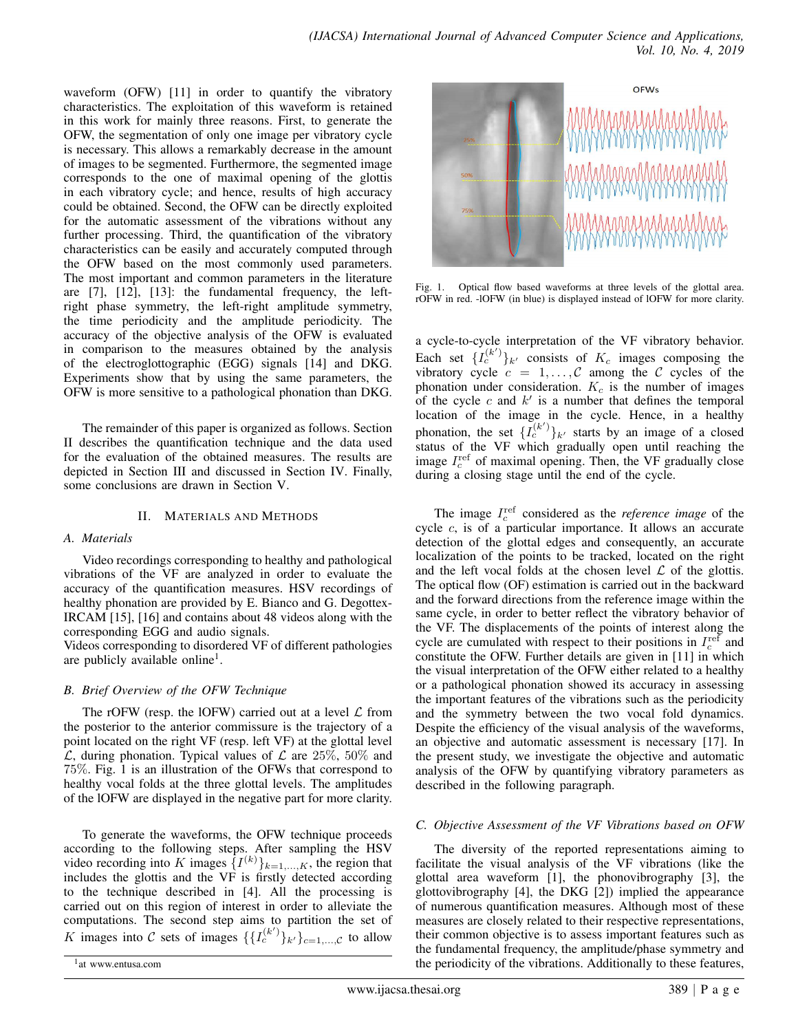waveform (OFW) [11] in order to quantify the vibratory characteristics. The exploitation of this waveform is retained in this work for mainly three reasons. First, to generate the OFW, the segmentation of only one image per vibratory cycle is necessary. This allows a remarkably decrease in the amount of images to be segmented. Furthermore, the segmented image corresponds to the one of maximal opening of the glottis in each vibratory cycle; and hence, results of high accuracy could be obtained. Second, the OFW can be directly exploited for the automatic assessment of the vibrations without any further processing. Third, the quantification of the vibratory characteristics can be easily and accurately computed through the OFW based on the most commonly used parameters. The most important and common parameters in the literature are [7], [12], [13]: the fundamental frequency, the left-right phase symmetry, the left-right amplitude symmetry, the time periodicity and the amplitude periodicity. The accuracy of the objective analysis of the OFW is evaluated in comparison to the measures obtained by the analysis of the electroglottographic (EGG) signals [14] and DKG. Experiments show that by using the same parameters, the OFW is more sensitive to a pathological phonation than DKG.

The remainder of this paper is organized as follows. Section II describes the quantification technique and the data used for the evaluation of the obtained measures. The results are depicted in Section III and discussed in Section IV. Finally, some conclusions are drawn in Section V.

## II. Materials and Methods

### A. Materials

Video recordings corresponding to healthy and pathological vibrations of the VF are analyzed in order to evaluate the accuracy of the quantification measures. HSV recordings of healthy phonation are provided by E. Bianco and G. Degottex-IRCAM [15], [16] and contains about 48 videos along with the corresponding EGG and audio signals.
Videos corresponding to disordered VF of different pathologies are publicly available online[1].

[1] at www.entusa.com

### B. Brief Overview of the OFW Technique

The rOFW (resp. the lOFW) carried out at a level $\mathcal{L}$ from the posterior to the anterior commissure is the trajectory of a point located on the right VF (resp. left VF) at the glottal level $\mathcal{L}$, during phonation. Typical values of $\mathcal{L}$ are $25\%$, $50\%$ and $75\%$. Fig. 1 is an illustration of the OFWs that correspond to healthy vocal folds at the three glottal levels. The amplitudes of the lOFW are displayed in the negative part for more clarity.

Fig. 1. Optical flow based waveforms at three levels of the glottal area. rOFW in red. -lOFW (in blue) is displayed instead of lOFW for more clarity.

To generate the waveforms, the OFW technique proceeds according to the following steps. After sampling the HSV video recording into $K$ images $\{I^{(k)}\}_{k=1,\dots,K}$, the region that includes the glottis and the VF is firstly detected according to the technique described in [4]. All the processing is carried out on this region of interest in order to alleviate the computations. The second step aims to partition the set of $K$ images into $\mathcal{C}$ sets of images $\{\{I_c^{(k')}\}_{k'}\}_{c=1,\dots,\mathcal{C}}$ to allow a cycle-to-cycle interpretation of the VF vibratory behavior. Each set $\{I_c^{(k')}\}_{k'}$ consists of $K_c$ images composing the vibratory cycle $c = 1,\dots,\mathcal{C}$ among the $\mathcal{C}$ cycles of the phonation under consideration. $K_c$ is the number of images of the cycle $c$ and $k'$ is a number that defines the temporal location of the image in the cycle. Hence, in a healthy phonation, the set $\{I_c^{(k')}\}_{k'}$ starts by an image of a closed status of the VF which gradually open until reaching the image $I_c^{\text{ref}}$ of maximal opening. Then, the VF gradually close during a closing stage until the end of the cycle.

The image $I_c^{\text{ref}}$ considered as the *reference image* of the cycle $c$, is of a particular importance. It allows an accurate detection of the glottal edges and consequently, an accurate localization of the points to be tracked, located on the right and the left vocal folds at the chosen level $\mathcal{L}$ of the glottis. The optical flow (OF) estimation is carried out in the backward and the forward directions from the reference image within the same cycle, in order to better reflect the vibratory behavior of the VF. The displacements of the points of interest along the cycle are cumulated with respect to their positions in $I_c^{\text{ref}}$ and constitute the OFW. Further details are given in [11] in which the visual interpretation of the OFW either related to a healthy or a pathological phonation showed its accuracy in assessing the important features of the vibrations such as the periodicity and the symmetry between the two vocal fold dynamics. Despite the efficiency of the visual analysis of the waveforms, an objective and automatic assessment is necessary [17]. In the present study, we investigate the objective and automatic analysis of the OFW by quantifying vibratory parameters as described in the following paragraph.

### C. Objective Assessment of the VF Vibrations based on OFW

The diversity of the reported representations aiming to facilitate the visual analysis of the VF vibrations (like the glottal area waveform [1], the phonovibrography [3], the glottovibrography [4], the DKG [2]) implied the appearance of numerous quantification measures. Although most of these measures are closely related to their respective representations, their common objective is to assess important features such as the fundamental frequency, the amplitude/phase symmetry and the periodicity of the vibrations. Additionally to these features,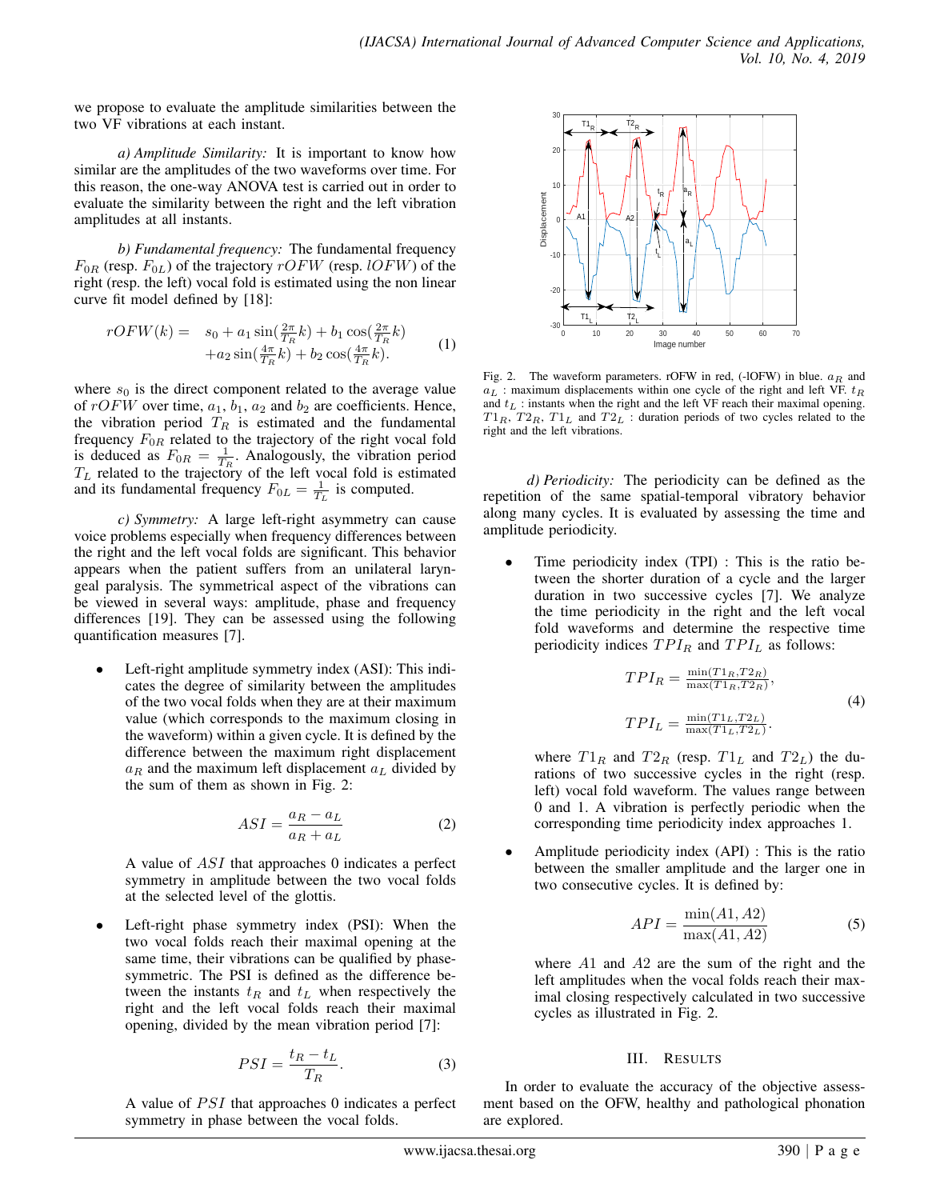we propose to evaluate the amplitude similarities between the two VF vibrations at each instant.

*a) Amplitude Similarity:* It is important to know how similar are the amplitudes of the two waveforms over time. For this reason, the one-way ANOVA test is carried out in order to evaluate the similarity between the right and the left vibration amplitudes at all instants.

*b) Fundamental frequency:* The fundamental frequency $F_{0R}$ (resp. $F_{0L}$) of the trajectory $rOFW$ (resp. $lOFW$) of the right (resp. the left) vocal fold is estimated using the non linear curve fit model defined by [18]:

$$rOFW(k) = \quad s_0 + a_1 \sin(\tfrac{2\pi}{T_R}k) + b_1 \cos(\tfrac{2\pi}{T_R}k) \\ +a_2 \sin(\tfrac{4\pi}{T_R}k) + b_2 \cos(\tfrac{4\pi}{T_R}k). \tag{1}$$

where $s_0$ is the direct component related to the average value of $rOFW$ over time, $a_1$, $b_1$, $a_2$ and $b_2$ are coefficients. Hence, the vibration period $T_R$ is estimated and the fundamental frequency $F_{0R}$ related to the trajectory of the right vocal fold is deduced as $F_{0R} = \frac{1}{T_R}$. Analogously, the vibration period $T_L$ related to the trajectory of the left vocal fold is estimated and its fundamental frequency $F_{0L} = \frac{1}{T_L}$ is computed.

*c) Symmetry:* A large left-right asymmetry can cause voice problems especially when frequency differences between the right and the left vocal folds are significant. This behavior appears when the patient suffers from an unilateral laryngeal paralysis. The symmetrical aspect of the vibrations can be viewed in several ways: amplitude, phase and frequency differences [19]. They can be assessed using the following quantification measures [7].

- Left-right amplitude symmetry index (ASI): This indicates the degree of similarity between the amplitudes of the two vocal folds when they are at their maximum value (which corresponds to the maximum closing in the waveform) within a given cycle. It is defined by the difference between the maximum right displacement $a_R$ and the maximum left displacement $a_L$ divided by the sum of them as shown in Fig. 2:

$$ASI = \frac{a_R - a_L}{a_R + a_L} \tag{2}$$

  A value of $ASI$ that approaches 0 indicates a perfect symmetry in amplitude between the two vocal folds at the selected level of the glottis.

- Left-right phase symmetry index (PSI): When the two vocal folds reach their maximal opening at the same time, their vibrations can be qualified by phase-symmetric. The PSI is defined as the difference between the instants $t_R$ and $t_L$ when respectively the right and the left vocal folds reach their maximal opening, divided by the mean vibration period [7]:

$$PSI = \frac{t_R - t_L}{T_R}. \tag{3}$$

  A value of $PSI$ that approaches 0 indicates a perfect symmetry in phase between the vocal folds.

Fig. 2. The waveform parameters. rOFW in red, (-lOFW) in blue. $a_R$ and $a_L$ : maximum displacements within one cycle of the right and left VF. $t_R$ and $t_L$ : instants when the right and the left VF reach their maximal opening. $T1_R$, $T2_R$, $T1_L$ and $T2_L$ : duration periods of two cycles related to the right and the left vibrations.

*d) Periodicity:* The periodicity can be defined as the repetition of the same spatial-temporal vibratory behavior along many cycles. It is evaluated by assessing the time and amplitude periodicity.

- Time periodicity index (TPI) : This is the ratio between the shorter duration of a cycle and the larger duration in two successive cycles [7]. We analyze the time periodicity in the right and the left vocal fold waveforms and determine the respective time periodicity indices $TPI_R$ and $TPI_L$ as follows:

$$TPI_R = \frac{\min(T1_R, T2_R)}{\max(T1_R, T2_R)}, \\ TPI_L = \frac{\min(T1_L, T2_L)}{\max(T1_L, T2_L)}. \tag{4}$$

  where $T1_R$ and $T2_R$ (resp. $T1_L$ and $T2_L$) the durations of two successive cycles in the right (resp. left) vocal fold waveform. The values range between 0 and 1. A vibration is perfectly periodic when the corresponding time periodicity index approaches 1.

- Amplitude periodicity index (API) : This is the ratio between the smaller amplitude and the larger one in two consecutive cycles. It is defined by:

$$API = \frac{\min(A1, A2)}{\max(A1, A2)} \tag{5}$$

  where $A1$ and $A2$ are the sum of the right and the left amplitudes when the vocal folds reach their maximal closing respectively calculated in two successive cycles as illustrated in Fig. 2.

## III. Results

In order to evaluate the accuracy of the objective assessment based on the OFW, healthy and pathological phonation are explored.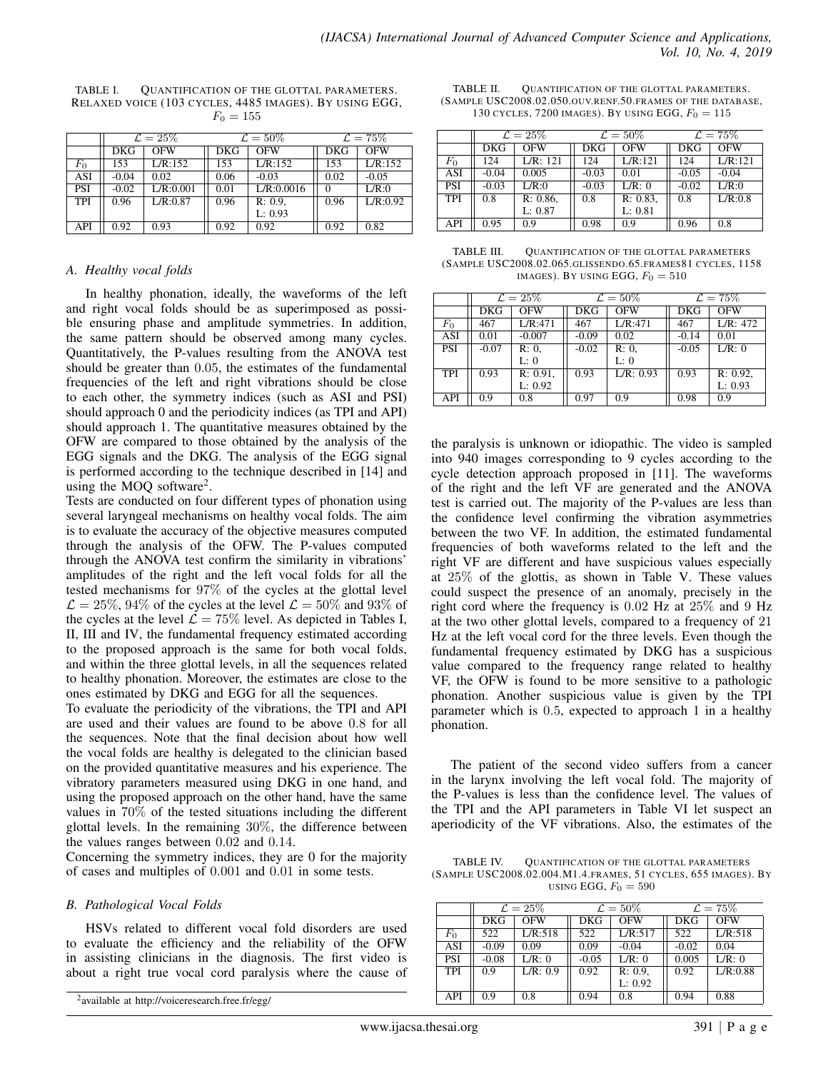TABLE I. QUANTIFICATION OF THE GLOTTAL PARAMETERS. RELAXED VOICE (103 CYCLES, 4485 IMAGES). BY USING EGG, $F_0 = 155$

| | $\mathcal{L} = 25\%$ | | $\mathcal{L} = 50\%$ | | $\mathcal{L} = 75\%$ | |
|---|---|---|---|---|---|---|
| | DKG | OFW | DKG | OFW | DKG | OFW |
| $F_0$ | 153 | L/R:152 | 153 | L/R:152 | 153 | L/R:152 |
| ASI | -0.04 | 0.02 | 0.06 | -0.03 | 0.02 | -0.05 |
| PSI | -0.02 | L/R:0.001 | 0.01 | L/R:0.0016 | 0 | L/R:0 |
| TPI | 0.96 | L/R:0.87 | 0.96 | R: 0.9, L: 0.93 | 0.96 | L/R:0.92 |
| API | 0.92 | 0.93 | 0.92 | 0.92 | 0.92 | 0.82 |

### A. Healthy vocal folds

In healthy phonation, ideally, the waveforms of the left and right vocal folds should be as superimposed as possible ensuring phase and amplitude symmetries. In addition, the same pattern should be observed among many cycles. Quantitatively, the P-values resulting from the ANOVA test should be greater than $0.05$, the estimates of the fundamental frequencies of the left and right vibrations should be close to each other, the symmetry indices (such as ASI and PSI) should approach 0 and the periodicity indices (as TPI and API) should approach 1. The quantitative measures obtained by the OFW are compared to those obtained by the analysis of the EGG signals and the DKG. The analysis of the EGG signal is performed according to the technique described in [14] and using the MOQ software[2].

Tests are conducted on four different types of phonation using several laryngeal mechanisms on healthy vocal folds. The aim is to evaluate the accuracy of the objective measures computed through the analysis of the OFW. The P-values computed through the ANOVA test confirm the similarity in vibrations' amplitudes of the right and the left vocal folds for all the tested mechanisms for $97\%$ of the cycles at the glottal level $\mathcal{L} = 25\%$, $94\%$ of the cycles at the level $\mathcal{L} = 50\%$ and $93\%$ of the cycles at the level $\mathcal{L} = 75\%$ level. As depicted in Tables I, II, III and IV, the fundamental frequency estimated according to the proposed approach is the same for both vocal folds, and within the three glottal levels, in all the sequences related to healthy phonation. Moreover, the estimates are close to the ones estimated by DKG and EGG for all the sequences.

To evaluate the periodicity of the vibrations, the TPI and API are used and their values are found to be above $0.8$ for all the sequences. Note that the final decision about how well the vocal folds are healthy is delegated to the clinician based on the provided quantitative measures and his experience. The vibratory parameters measured using DKG in one hand, and using the proposed approach on the other hand, have the same values in $70\%$ of the tested situations including the different glottal levels. In the remaining $30\%$, the difference between the values ranges between $0.02$ and $0.14$.

Concerning the symmetry indices, they are 0 for the majority of cases and multiples of $0.001$ and $0.01$ in some tests.

### B. Pathological Vocal Folds

HSVs related to different vocal fold disorders are used to evaluate the efficiency and the reliability of the OFW in assisting clinicians in the diagnosis. The first video is about a right true vocal cord paralysis where the cause of

[2]available at http://voiceresearch.free.fr/egg/

TABLE II. QUANTIFICATION OF THE GLOTTAL PARAMETERS. (SAMPLE USC2008.02.050.OUV.RENF.50.FRAMES OF THE DATABASE, 130 CYCLES, 7200 IMAGES). BY USING EGG, $F_0 = 115$

| | $\mathcal{L} = 25\%$ | | $\mathcal{L} = 50\%$ | | $\mathcal{L} = 75\%$ | |
|---|---|---|---|---|---|---|
| | DKG | OFW | DKG | OFW | DKG | OFW |
| $F_0$ | 124 | L/R: 121 | 124 | L/R:121 | 124 | L/R:121 |
| ASI | -0.04 | 0.005 | -0.03 | 0.01 | -0.05 | -0.04 |
| PSI | -0.03 | L/R:0 | -0.03 | L/R: 0 | -0.02 | L/R:0 |
| TPI | 0.8 | R: 0.86, L: 0.87 | 0.8 | R: 0.83, L: 0.81 | 0.8 | L/R:0.8 |
| API | 0.95 | 0.9 | 0.98 | 0.9 | 0.96 | 0.8 |

TABLE III. QUANTIFICATION OF THE GLOTTAL PARAMETERS (SAMPLE USC2008.02.065.GLISSENDO.65.FRAMES81 CYCLES, 1158 IMAGES). BY USING EGG, $F_0 = 510$

| | $\mathcal{L} = 25\%$ | | $\mathcal{L} = 50\%$ | | $\mathcal{L} = 75\%$ | |
|---|---|---|---|---|---|---|
| | DKG | OFW | DKG | OFW | DKG | OFW |
| $F_0$ | 467 | L/R:471 | 467 | L/R:471 | 467 | L/R: 472 |
| ASI | 0.01 | -0.007 | -0.09 | 0.02 | -0.14 | 0.01 |
| PSI | -0.07 | R: 0, L: 0 | -0.02 | R: 0, L: 0 | -0.05 | L/R: 0 |
| TPI | 0.93 | R: 0.91, L: 0.92 | 0.93 | L/R: 0.93 | 0.93 | R: 0.92, L: 0.93 |
| API | 0.9 | 0.8 | 0.97 | 0.9 | 0.98 | 0.9 |

the paralysis is unknown or idiopathic. The video is sampled into 940 images corresponding to 9 cycles according to the cycle detection approach proposed in [11]. The waveforms of the right and the left VF are generated and the ANOVA test is carried out. The majority of the P-values are less than the confidence level confirming the vibration asymmetries between the two VF. In addition, the estimated fundamental frequencies of both waveforms related to the left and the right VF are different and have suspicious values especially at $25\%$ of the glottis, as shown in Table V. These values could suspect the presence of an anomaly, precisely in the right cord where the frequency is $0.02$ Hz at $25\%$ and 9 Hz at the two other glottal levels, compared to a frequency of 21 Hz at the left vocal cord for the three levels. Even though the fundamental frequency estimated by DKG has a suspicious value compared to the frequency range related to healthy VF, the OFW is found to be more sensitive to a pathologic phonation. Another suspicious value is given by the TPI parameter which is $0.5$, expected to approach 1 in a healthy phonation.

The patient of the second video suffers from a cancer in the larynx involving the left vocal fold. The majority of the P-values is less than the confidence level. The values of the TPI and the API parameters in Table VI let suspect an aperiodicity of the VF vibrations. Also, the estimates of the

TABLE IV. QUANTIFICATION OF THE GLOTTAL PARAMETERS (SAMPLE USC2008.02.004.M1.4.FRAMES, 51 CYCLES, 655 IMAGES). BY USING EGG, $F_0 = 590$

| | $\mathcal{L} = 25\%$ | | $\mathcal{L} = 50\%$ | | $\mathcal{L} = 75\%$ | |
|---|---|---|---|---|---|---|
| | DKG | OFW | DKG | OFW | DKG | OFW |
| $F_0$ | 522 | L/R:518 | 522 | L/R:517 | 522 | L/R:518 |
| ASI | -0.09 | 0.09 | 0.09 | -0.04 | -0.02 | 0.04 |
| PSI | -0.08 | L/R: 0 | -0.05 | L/R: 0 | 0.005 | L/R: 0 |
| TPI | 0.9 | L/R: 0.9 | 0.92 | R: 0.9, L: 0.92 | 0.92 | L/R:0.88 |
| API | 0.9 | 0.8 | 0.94 | 0.8 | 0.94 | 0.88 |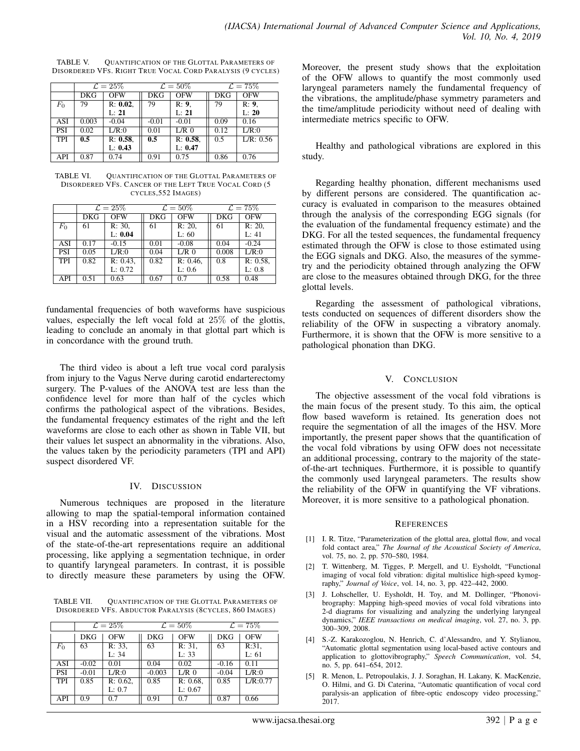TABLE V. Quantification of the Glottal Parameters of Disordered VFs. Right True Vocal Cord Paralysis (9 cycles)

| | $\mathcal{L} = 25\%$ | | $\mathcal{L} = 50\%$ | | $\mathcal{L} = 75\%$ | |
|---|---|---|---|---|---|---|
| | DKG | OFW | DKG | OFW | DKG | OFW |
| $F_0$ | 79 | R: **0.02**, L: **21** | 79 | R: **9**, L: **21** | 79 | R: **9**, L: **20** |
| ASI | 0.003 | -0.04 | -0.01 | -0.01 | 0.09 | 0.16 |
| PSI | 0.02 | L/R:0 | 0.01 | L/R 0 | 0.12 | L/R:0 |
| TPI | **0.5** | R: **0.58**, L: **0.43** | **0.5** | R: **0.58**, L: **0.47** | 0.5 | L/R: 0.56 |
| API | 0.87 | 0.74 | 0.91 | 0.75 | 0.86 | 0.76 |

TABLE VI. Quantification of the Glottal Parameters of Disordered VFs. Cancer of the Left True Vocal Cord (5 cycles,552 images)

| | $\mathcal{L} = 25\%$ | | $\mathcal{L} = 50\%$ | | $\mathcal{L} = 75\%$ | |
|---|---|---|---|---|---|---|
| | DKG | OFW | DKG | OFW | DKG | OFW |
| $F_0$ | 61 | R: 30, L: **0.04** | 61 | R: 20, L: 60 | 61 | R: 20, L: 41 |
| ASI | 0.17 | -0.15 | 0.01 | -0.08 | 0.04 | -0.24 |
| PSI | 0.05 | L/R:0 | 0.04 | L/R 0 | 0.008 | L/R:0 |
| TPI | 0.82 | R: 0.43, L: 0.72 | 0.82 | R: 0.46, L: 0.6 | 0.8 | R: 0.58, L: 0.8 |
| API | 0.51 | 0.63 | 0.67 | 0.7 | 0.58 | 0.48 |

fundamental frequencies of both waveforms have suspicious values, especially the left vocal fold at $25\%$ of the glottis, leading to conclude an anomaly in that glottal part which is in concordance with the ground truth.

The third video is about a left true vocal cord paralysis from injury to the Vagus Nerve during carotid endarterectomy surgery. The P-values of the ANOVA test are less than the confidence level for more than half of the cycles which confirms the pathological aspect of the vibrations. Besides, the fundamental frequency estimates of the right and the left waveforms are close to each other as shown in Table VII, but their values let suspect an abnormality in the vibrations. Also, the values taken by the periodicity parameters (TPI and API) suspect disordered VF.

## IV. Discussion

Numerous techniques are proposed in the literature allowing to map the spatial-temporal information contained in a HSV recording into a representation suitable for the visual and the automatic assessment of the vibrations. Most of the state-of-the-art representations require an additional processing, like applying a segmentation technique, in order to quantify laryngeal parameters. In contrast, it is possible to directly measure these parameters by using the OFW.

TABLE VII. Quantification of the Glottal Parameters of Disordered VFs. Abductor Paralysis (8cycles, 860 images)

| | $\mathcal{L} = 25\%$ | | $\mathcal{L} = 50\%$ | | $\mathcal{L} = 75\%$ | |
|---|---|---|---|---|---|---|
| | DKG | OFW | DKG | OFW | DKG | OFW |
| $F_0$ | 63 | R: 33, L: 34 | 63 | R: 31, L: 33 | 63 | R:31, L: 61 |
| ASI | -0.02 | 0.01 | 0.04 | 0.02 | -0.16 | 0.11 |
| PSI | -0.01 | L/R:0 | -0.003 | L/R 0 | -0.04 | L/R:0 |
| TPI | 0.85 | R: 0.62, L: 0.7 | 0.85 | R: 0.68, L: 0.67 | 0.85 | L/R:0.77 |
| API | 0.9 | 0.7 | 0.91 | 0.7 | 0.87 | 0.66 |

Moreover, the present study shows that the exploitation of the OFW allows to quantify the most commonly used laryngeal parameters namely the fundamental frequency of the vibrations, the amplitude/phase symmetry parameters and the time/amplitude periodicity without need of dealing with intermediate metrics specific to OFW.

Healthy and pathological vibrations are explored in this study.

Regarding healthy phonation, different mechanisms used by different persons are considered. The quantification accuracy is evaluated in comparison to the measures obtained through the analysis of the corresponding EGG signals (for the evaluation of the fundamental frequency estimate) and the DKG. For all the tested sequences, the fundamental frequency estimated through the OFW is close to those estimated using the EGG signals and DKG. Also, the measures of the symmetry and the periodicity obtained through analyzing the OFW are close to the measures obtained through DKG, for the three glottal levels.

Regarding the assessment of pathological vibrations, tests conducted on sequences of different disorders show the reliability of the OFW in suspecting a vibratory anomaly. Furthermore, it is shown that the OFW is more sensitive to a pathological phonation than DKG.

## V. Conclusion

The objective assessment of the vocal fold vibrations is the main focus of the present study. To this aim, the optical flow based waveform is retained. Its generation does not require the segmentation of all the images of the HSV. More importantly, the present paper shows that the quantification of the vocal fold vibrations by using OFW does not necessitate an additional processing, contrary to the majority of the state-of-the-art techniques. Furthermore, it is possible to quantify the commonly used laryngeal parameters. The results show the reliability of the OFW in quantifying the VF vibrations. Moreover, it is more sensitive to a pathological phonation.

## References

[1] I. R. Titze, "Parameterization of the glottal area, glottal flow, and vocal fold contact area," *The Journal of the Acoustical Society of America*, vol. 75, no. 2, pp. 570–580, 1984.

[2] T. Wittenberg, M. Tigges, P. Mergell, and U. Eysholdt, "Functional imaging of vocal fold vibration: digital multislice high-speed kymography," *Journal of Voice*, vol. 14, no. 3, pp. 422–442, 2000.

[3] J. Lohscheller, U. Eysholdt, H. Toy, and M. Dollinger, "Phonovibrography: Mapping high-speed movies of vocal fold vibrations into 2-d diagrams for visualizing and analyzing the underlying laryngeal dynamics," *IEEE transactions on medical imaging*, vol. 27, no. 3, pp. 300–309, 2008.

[4] S.-Z. Karakozoglou, N. Henrich, C. d'Alessandro, and Y. Stylianou, "Automatic glottal segmentation using local-based active contours and application to glottovibrography," *Speech Communication*, vol. 54, no. 5, pp. 641–654, 2012.

[5] R. Menon, L. Petropoulakis, J. J. Soraghan, H. Lakany, K. MacKenzie, O. Hilmi, and G. Di Caterina, "Automatic quantification of vocal cord paralysis-an application of fibre-optic endoscopy video processing," 2017.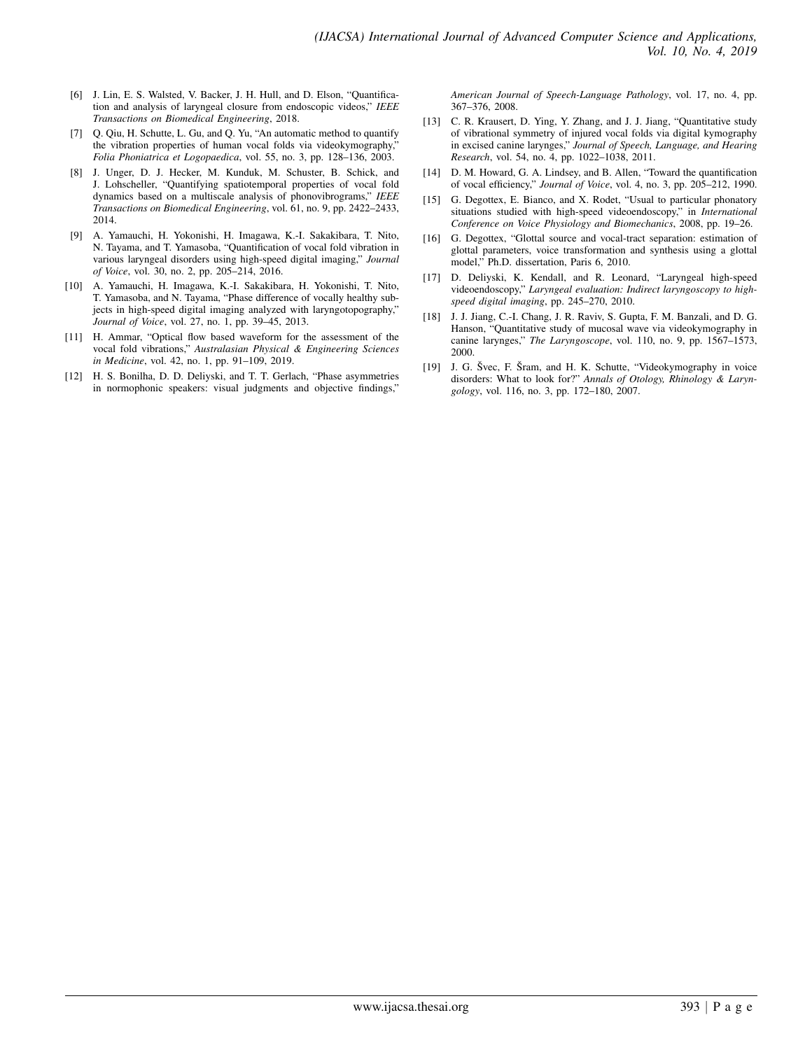[6] J. Lin, E. S. Walsted, V. Backer, J. H. Hull, and D. Elson, "Quantification and analysis of laryngeal closure from endoscopic videos," *IEEE Transactions on Biomedical Engineering*, 2018.

[7] Q. Qiu, H. Schutte, L. Gu, and Q. Yu, "An automatic method to quantify the vibration properties of human vocal folds via videokymography," *Folia Phoniatrica et Logopaedica*, vol. 55, no. 3, pp. 128–136, 2003.

[8] J. Unger, D. J. Hecker, M. Kunduk, M. Schuster, B. Schick, and J. Lohscheller, "Quantifying spatiotemporal properties of vocal fold dynamics based on a multiscale analysis of phonovibrograms," *IEEE Transactions on Biomedical Engineering*, vol. 61, no. 9, pp. 2422–2433, 2014.

[9] A. Yamauchi, H. Yokonishi, H. Imagawa, K.-I. Sakakibara, T. Nito, N. Tayama, and T. Yamasoba, "Quantification of vocal fold vibration in various laryngeal disorders using high-speed digital imaging," *Journal of Voice*, vol. 30, no. 2, pp. 205–214, 2016.

[10] A. Yamauchi, H. Imagawa, K.-I. Sakakibara, H. Yokonishi, T. Nito, T. Yamasoba, and N. Tayama, "Phase difference of vocally healthy subjects in high-speed digital imaging analyzed with laryngotopography," *Journal of Voice*, vol. 27, no. 1, pp. 39–45, 2013.

[11] H. Ammar, "Optical flow based waveform for the assessment of the vocal fold vibrations," *Australasian Physical & Engineering Sciences in Medicine*, vol. 42, no. 1, pp. 91–109, 2019.

[12] H. S. Bonilha, D. D. Deliyski, and T. T. Gerlach, "Phase asymmetries in normophonic speakers: visual judgments and objective findings," *American Journal of Speech-Language Pathology*, vol. 17, no. 4, pp. 367–376, 2008.

[13] C. R. Krausert, D. Ying, Y. Zhang, and J. J. Jiang, "Quantitative study of vibrational symmetry of injured vocal folds via digital kymography in excised canine larynges," *Journal of Speech, Language, and Hearing Research*, vol. 54, no. 4, pp. 1022–1038, 2011.

[14] D. M. Howard, G. A. Lindsey, and B. Allen, "Toward the quantification of vocal efficiency," *Journal of Voice*, vol. 4, no. 3, pp. 205–212, 1990.

[15] G. Degottex, E. Bianco, and X. Rodet, "Usual to particular phonatory situations studied with high-speed videoendoscopy," in *International Conference on Voice Physiology and Biomechanics*, 2008, pp. 19–26.

[16] G. Degottex, "Glottal source and vocal-tract separation: estimation of glottal parameters, voice transformation and synthesis using a glottal model," Ph.D. dissertation, Paris 6, 2010.

[17] D. Deliyski, K. Kendall, and R. Leonard, "Laryngeal high-speed videoendoscopy," *Laryngeal evaluation: Indirect laryngoscopy to high-speed digital imaging*, pp. 245–270, 2010.

[18] J. J. Jiang, C.-I. Chang, J. R. Raviv, S. Gupta, F. M. Banzali, and D. G. Hanson, "Quantitative study of mucosal wave via videokymography in canine larynges," *The Laryngoscope*, vol. 110, no. 9, pp. 1567–1573, 2000.

[19] J. G. Švec, F. Šram, and H. K. Schutte, "Videokymography in voice disorders: What to look for?" *Annals of Otology, Rhinology & Laryngology*, vol. 116, no. 3, pp. 172–180, 2007.